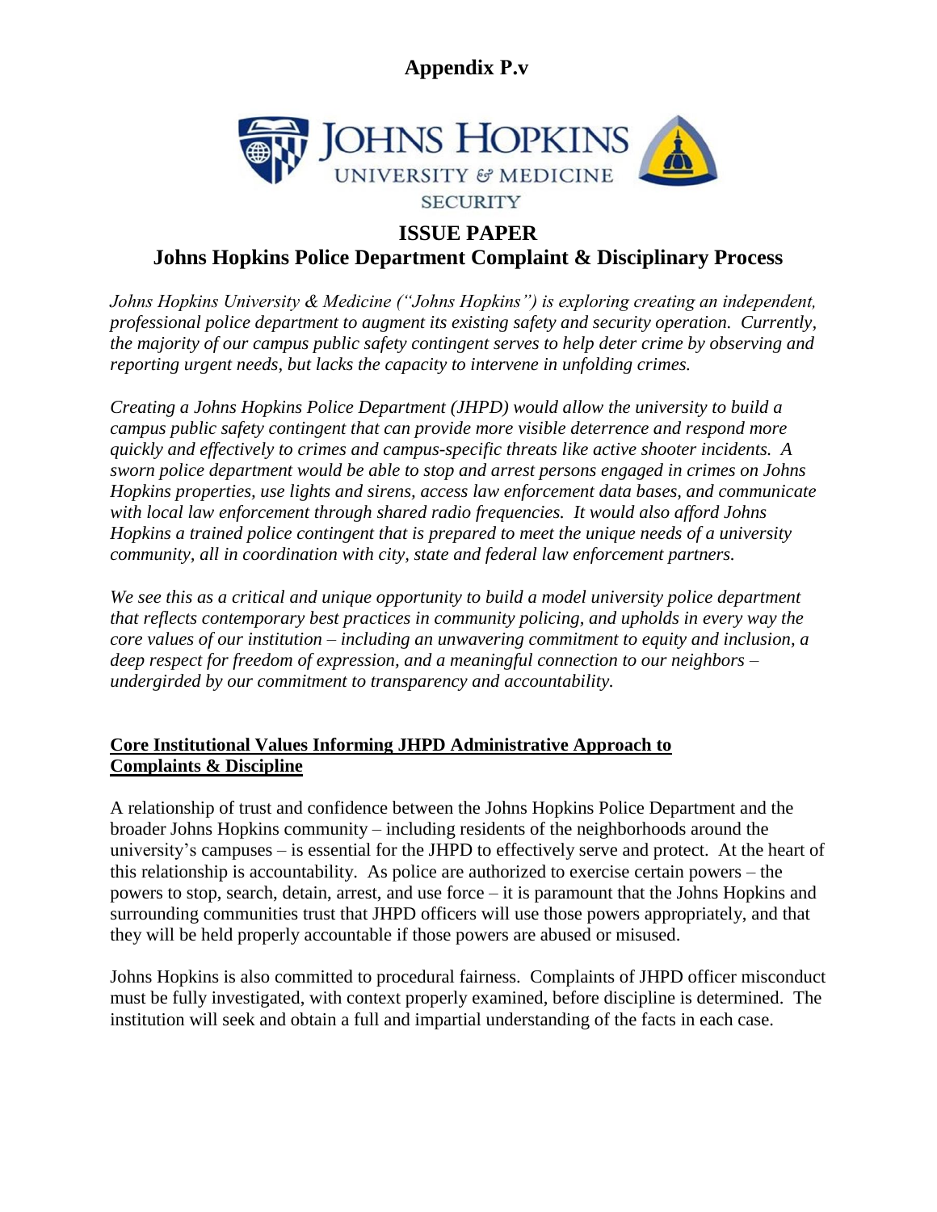# Appendix P.v

JOHNS HOPKINS
UNIVERSITY & MEDICINE
SECURITY

## ISSUE PAPER
## Johns Hopkins Police Department Complaint & Disciplinary Process

*Johns Hopkins University & Medicine ("Johns Hopkins") is exploring creating an independent, professional police department to augment its existing safety and security operation. Currently, the majority of our campus public safety contingent serves to help deter crime by observing and reporting urgent needs, but lacks the capacity to intervene in unfolding crimes.*

*Creating a Johns Hopkins Police Department (JHPD) would allow the university to build a campus public safety contingent that can provide more visible deterrence and respond more quickly and effectively to crimes and campus-specific threats like active shooter incidents. A sworn police department would be able to stop and arrest persons engaged in crimes on Johns Hopkins properties, use lights and sirens, access law enforcement data bases, and communicate with local law enforcement through shared radio frequencies. It would also afford Johns Hopkins a trained police contingent that is prepared to meet the unique needs of a university community, all in coordination with city, state and federal law enforcement partners.*

*We see this as a critical and unique opportunity to build a model university police department that reflects contemporary best practices in community policing, and upholds in every way the core values of our institution – including an unwavering commitment to equity and inclusion, a deep respect for freedom of expression, and a meaningful connection to our neighbors – undergirded by our commitment to transparency and accountability.*

### Core Institutional Values Informing JHPD Administrative Approach to Complaints & Discipline

A relationship of trust and confidence between the Johns Hopkins Police Department and the broader Johns Hopkins community – including residents of the neighborhoods around the university's campuses – is essential for the JHPD to effectively serve and protect. At the heart of this relationship is accountability. As police are authorized to exercise certain powers – the powers to stop, search, detain, arrest, and use force – it is paramount that the Johns Hopkins and surrounding communities trust that JHPD officers will use those powers appropriately, and that they will be held properly accountable if those powers are abused or misused.

Johns Hopkins is also committed to procedural fairness. Complaints of JHPD officer misconduct must be fully investigated, with context properly examined, before discipline is determined. The institution will seek and obtain a full and impartial understanding of the facts in each case.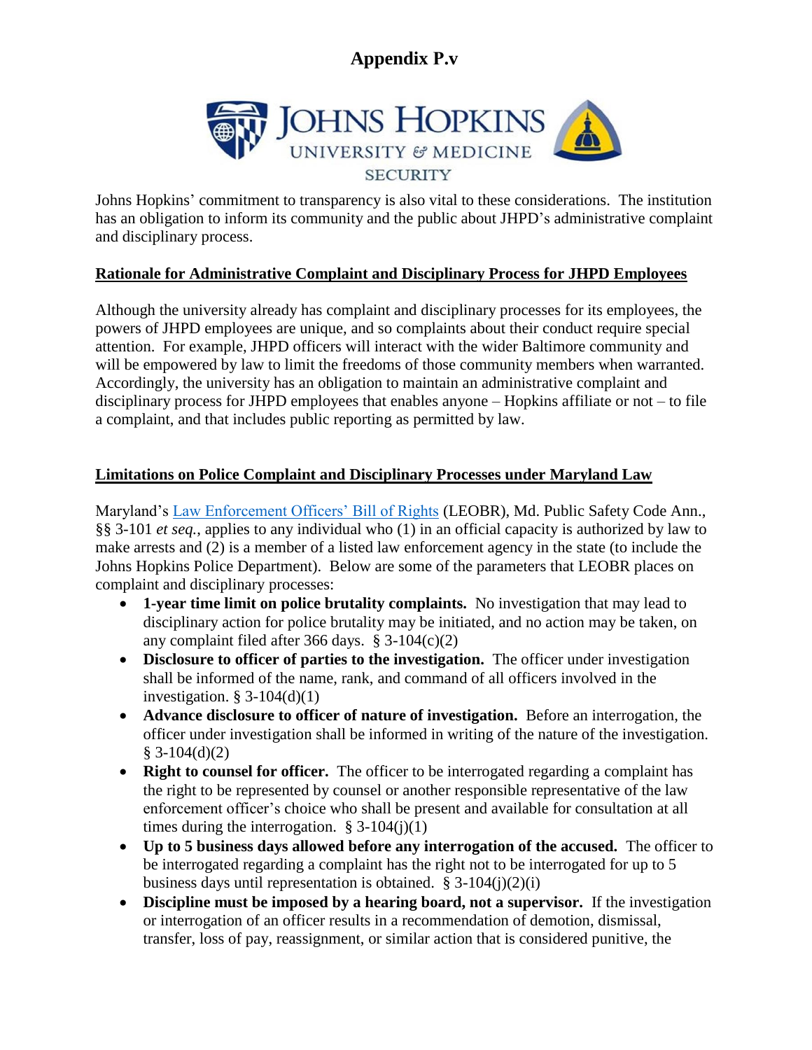# Appendix P.v

Johns Hopkins' commitment to transparency is also vital to these considerations. The institution has an obligation to inform its community and the public about JHPD's administrative complaint and disciplinary process.

**Rationale for Administrative Complaint and Disciplinary Process for JHPD Employees**

Although the university already has complaint and disciplinary processes for its employees, the powers of JHPD employees are unique, and so complaints about their conduct require special attention. For example, JHPD officers will interact with the wider Baltimore community and will be empowered by law to limit the freedoms of those community members when warranted. Accordingly, the university has an obligation to maintain an administrative complaint and disciplinary process for JHPD employees that enables anyone – Hopkins affiliate or not – to file a complaint, and that includes public reporting as permitted by law.

**Limitations on Police Complaint and Disciplinary Processes under Maryland Law**

Maryland's [Law Enforcement Officers' Bill of Rights](Law Enforcement Officers' Bill of Rights) (LEOBR), Md. Public Safety Code Ann., §§ 3-101 *et seq.*, applies to any individual who (1) in an official capacity is authorized by law to make arrests and (2) is a member of a listed law enforcement agency in the state (to include the Johns Hopkins Police Department). Below are some of the parameters that LEOBR places on complaint and disciplinary processes:

- **1-year time limit on police brutality complaints.** No investigation that may lead to disciplinary action for police brutality may be initiated, and no action may be taken, on any complaint filed after 366 days. § 3-104(c)(2)
- **Disclosure to officer of parties to the investigation.** The officer under investigation shall be informed of the name, rank, and command of all officers involved in the investigation. § 3-104(d)(1)
- **Advance disclosure to officer of nature of investigation.** Before an interrogation, the officer under investigation shall be informed in writing of the nature of the investigation. § 3-104(d)(2)
- **Right to counsel for officer.** The officer to be interrogated regarding a complaint has the right to be represented by counsel or another responsible representative of the law enforcement officer's choice who shall be present and available for consultation at all times during the interrogation. § 3-104(j)(1)
- **Up to 5 business days allowed before any interrogation of the accused.** The officer to be interrogated regarding a complaint has the right not to be interrogated for up to 5 business days until representation is obtained. § 3-104(j)(2)(i)
- **Discipline must be imposed by a hearing board, not a supervisor.** If the investigation or interrogation of an officer results in a recommendation of demotion, dismissal, transfer, loss of pay, reassignment, or similar action that is considered punitive, the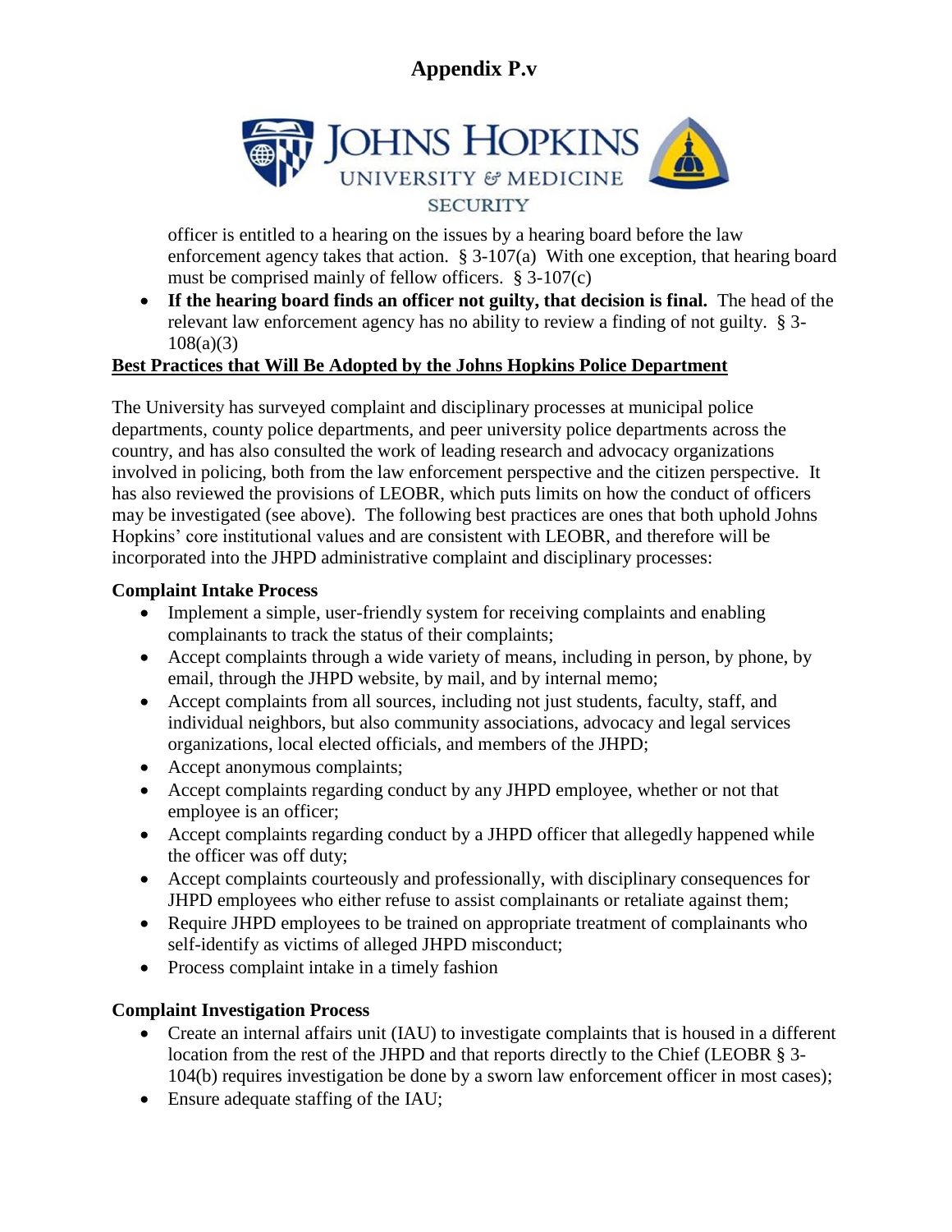officer is entitled to a hearing on the issues by a hearing board before the law enforcement agency takes that action. § 3-107(a) With one exception, that hearing board must be comprised mainly of fellow officers. § 3-107(c)

- **If the hearing board finds an officer not guilty, that decision is final.** The head of the relevant law enforcement agency has no ability to review a finding of not guilty. § 3-108(a)(3)

**Best Practices that Will Be Adopted by the Johns Hopkins Police Department**

The University has surveyed complaint and disciplinary processes at municipal police departments, county police departments, and peer university police departments across the country, and has also consulted the work of leading research and advocacy organizations involved in policing, both from the law enforcement perspective and the citizen perspective. It has also reviewed the provisions of LEOBR, which puts limits on how the conduct of officers may be investigated (see above). The following best practices are ones that both uphold Johns Hopkins' core institutional values and are consistent with LEOBR, and therefore will be incorporated into the JHPD administrative complaint and disciplinary processes:

**Complaint Intake Process**

- Implement a simple, user-friendly system for receiving complaints and enabling complainants to track the status of their complaints;
- Accept complaints through a wide variety of means, including in person, by phone, by email, through the JHPD website, by mail, and by internal memo;
- Accept complaints from all sources, including not just students, faculty, staff, and individual neighbors, but also community associations, advocacy and legal services organizations, local elected officials, and members of the JHPD;
- Accept anonymous complaints;
- Accept complaints regarding conduct by any JHPD employee, whether or not that employee is an officer;
- Accept complaints regarding conduct by a JHPD officer that allegedly happened while the officer was off duty;
- Accept complaints courteously and professionally, with disciplinary consequences for JHPD employees who either refuse to assist complainants or retaliate against them;
- Require JHPD employees to be trained on appropriate treatment of complainants who self-identify as victims of alleged JHPD misconduct;
- Process complaint intake in a timely fashion

**Complaint Investigation Process**

- Create an internal affairs unit (IAU) to investigate complaints that is housed in a different location from the rest of the JHPD and that reports directly to the Chief (LEOBR § 3-104(b) requires investigation be done by a sworn law enforcement officer in most cases);
- Ensure adequate staffing of the IAU;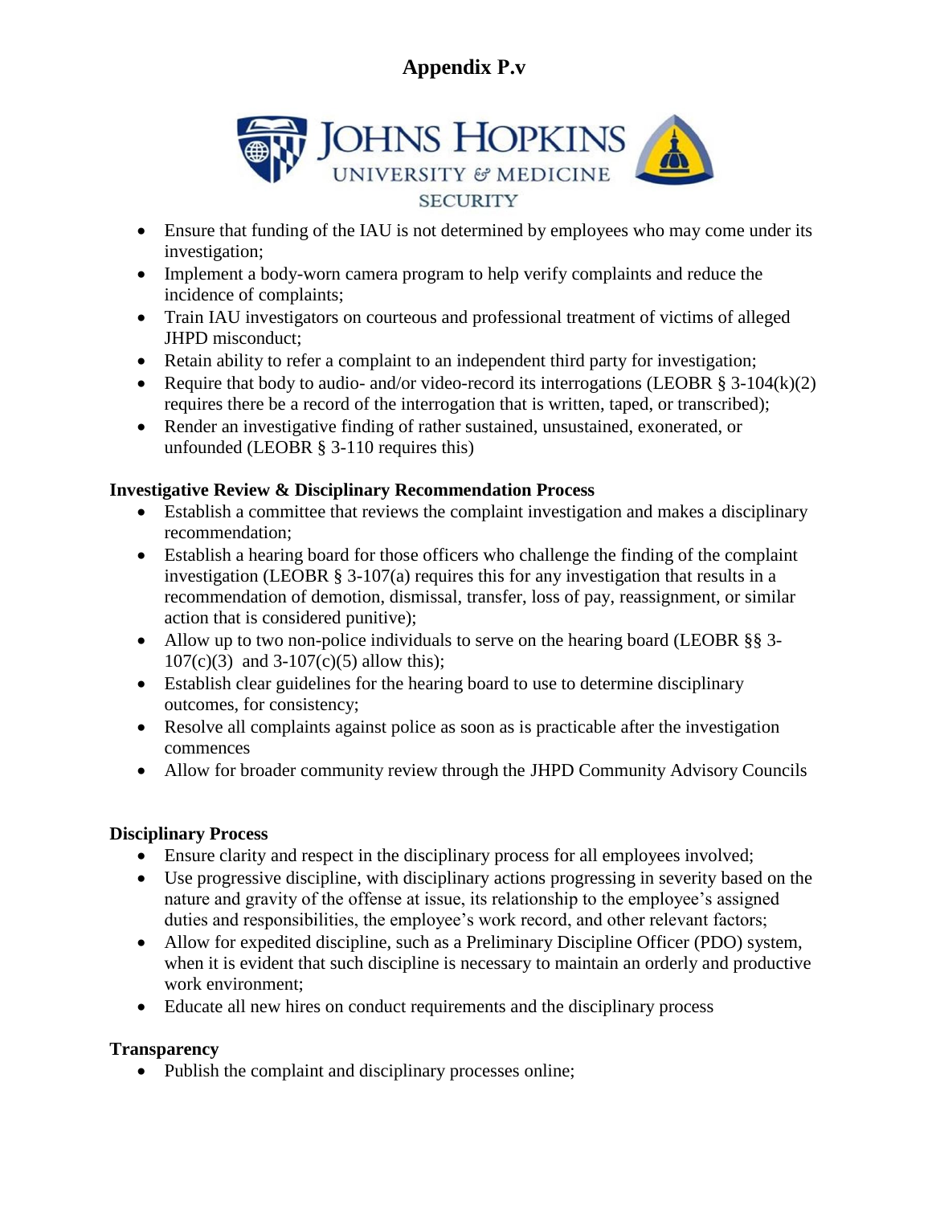# Appendix P.v

JOHNS HOPKINS
UNIVERSITY & MEDICINE
SECURITY

- Ensure that funding of the IAU is not determined by employees who may come under its investigation;
- Implement a body-worn camera program to help verify complaints and reduce the incidence of complaints;
- Train IAU investigators on courteous and professional treatment of victims of alleged JHPD misconduct;
- Retain ability to refer a complaint to an independent third party for investigation;
- Require that body to audio- and/or video-record its interrogations (LEOBR § 3-104(k)(2) requires there be a record of the interrogation that is written, taped, or transcribed);
- Render an investigative finding of rather sustained, unsustained, exonerated, or unfounded (LEOBR § 3-110 requires this)

**Investigative Review & Disciplinary Recommendation Process**

- Establish a committee that reviews the complaint investigation and makes a disciplinary recommendation;
- Establish a hearing board for those officers who challenge the finding of the complaint investigation (LEOBR § 3-107(a) requires this for any investigation that results in a recommendation of demotion, dismissal, transfer, loss of pay, reassignment, or similar action that is considered punitive);
- Allow up to two non-police individuals to serve on the hearing board (LEOBR §§ 3-107(c)(3) and 3-107(c)(5) allow this);
- Establish clear guidelines for the hearing board to use to determine disciplinary outcomes, for consistency;
- Resolve all complaints against police as soon as is practicable after the investigation commences
- Allow for broader community review through the JHPD Community Advisory Councils

**Disciplinary Process**

- Ensure clarity and respect in the disciplinary process for all employees involved;
- Use progressive discipline, with disciplinary actions progressing in severity based on the nature and gravity of the offense at issue, its relationship to the employee's assigned duties and responsibilities, the employee's work record, and other relevant factors;
- Allow for expedited discipline, such as a Preliminary Discipline Officer (PDO) system, when it is evident that such discipline is necessary to maintain an orderly and productive work environment;
- Educate all new hires on conduct requirements and the disciplinary process

**Transparency**

- Publish the complaint and disciplinary processes online;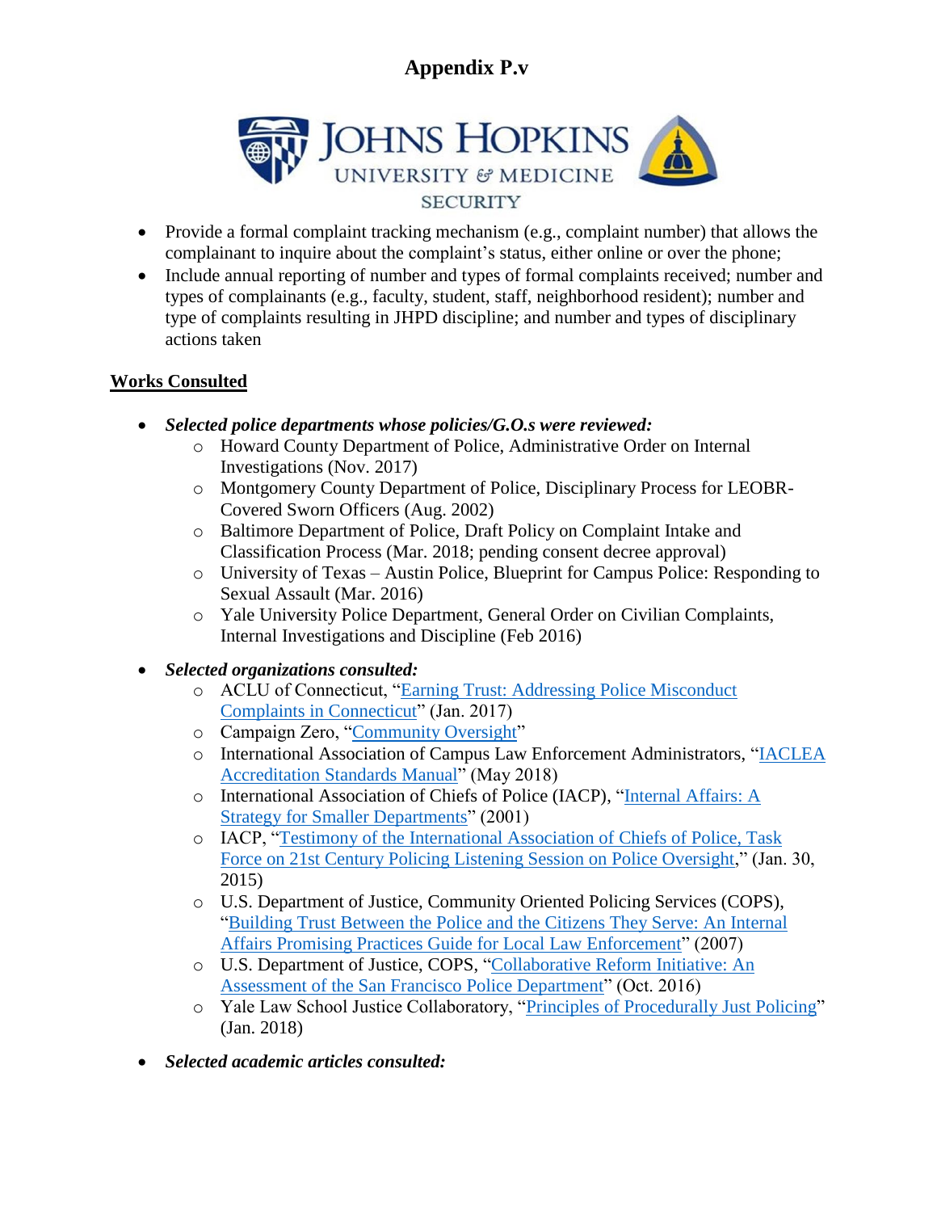# Appendix P.v

- Provide a formal complaint tracking mechanism (e.g., complaint number) that allows the complainant to inquire about the complaint's status, either online or over the phone;
- Include annual reporting of number and types of formal complaints received; number and types of complainants (e.g., faculty, student, staff, neighborhood resident); number and type of complaints resulting in JHPD discipline; and number and types of disciplinary actions taken

## Works Consulted

- ***Selected police departments whose policies/G.O.s were reviewed:***
  - Howard County Department of Police, Administrative Order on Internal Investigations (Nov. 2017)
  - Montgomery County Department of Police, Disciplinary Process for LEOBR-Covered Sworn Officers (Aug. 2002)
  - Baltimore Department of Police, Draft Policy on Complaint Intake and Classification Process (Mar. 2018; pending consent decree approval)
  - University of Texas – Austin Police, Blueprint for Campus Police: Responding to Sexual Assault (Mar. 2016)
  - Yale University Police Department, General Order on Civilian Complaints, Internal Investigations and Discipline (Feb 2016)
- ***Selected organizations consulted:***
  - ACLU of Connecticut, "Earning Trust: Addressing Police Misconduct Complaints in Connecticut" (Jan. 2017)
  - Campaign Zero, "Community Oversight"
  - International Association of Campus Law Enforcement Administrators, "IACLEA Accreditation Standards Manual" (May 2018)
  - International Association of Chiefs of Police (IACP), "Internal Affairs: A Strategy for Smaller Departments" (2001)
  - IACP, "Testimony of the International Association of Chiefs of Police, Task Force on 21st Century Policing Listening Session on Police Oversight," (Jan. 30, 2015)
  - U.S. Department of Justice, Community Oriented Policing Services (COPS), "Building Trust Between the Police and the Citizens They Serve: An Internal Affairs Promising Practices Guide for Local Law Enforcement" (2007)
  - U.S. Department of Justice, COPS, "Collaborative Reform Initiative: An Assessment of the San Francisco Police Department" (Oct. 2016)
  - Yale Law School Justice Collaboratory, "Principles of Procedurally Just Policing" (Jan. 2018)
- ***Selected academic articles consulted:***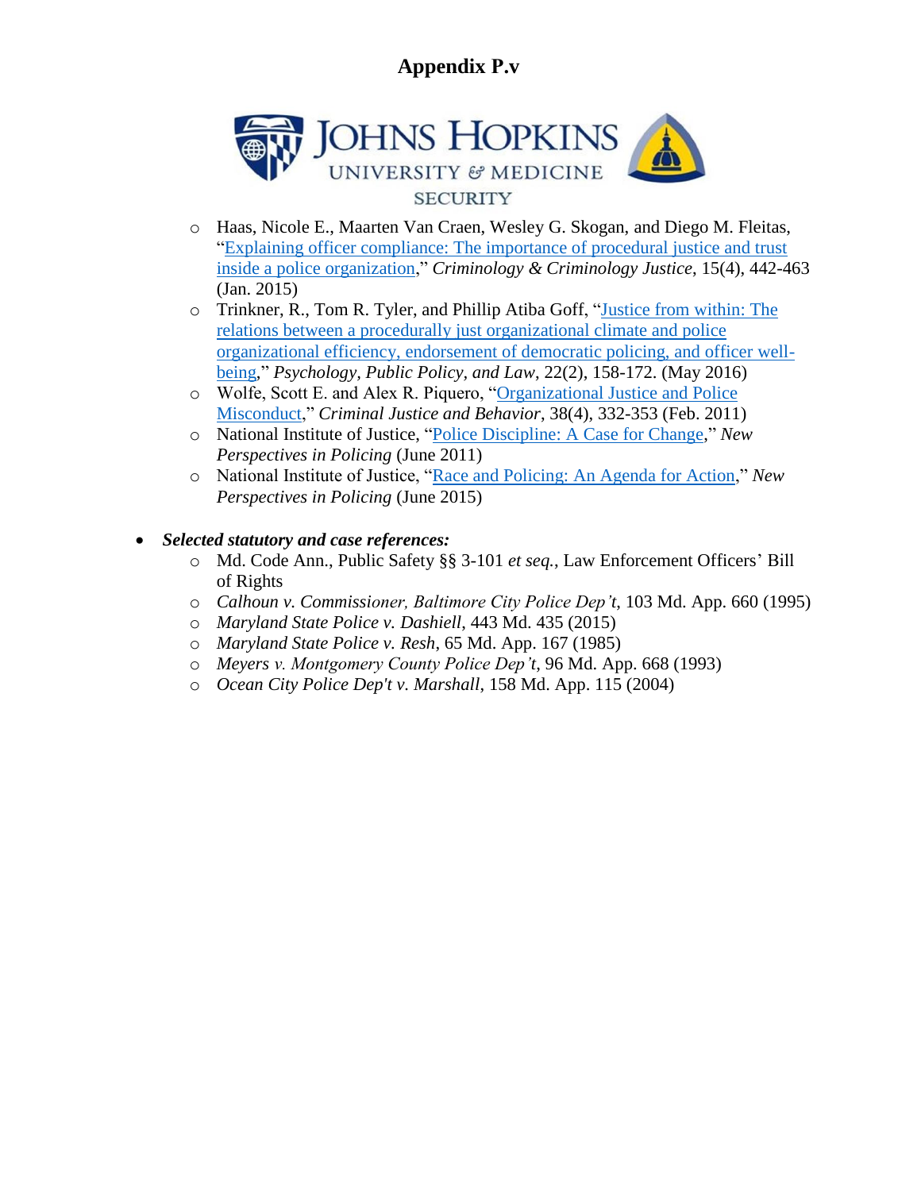# Appendix P.v

JOHNS HOPKINS UNIVERSITY & MEDICINE SECURITY

- Haas, Nicole E., Maarten Van Craen, Wesley G. Skogan, and Diego M. Fleitas, "[Explaining officer compliance: The importance of procedural justice and trust inside a police organization](#)," *Criminology & Criminology Justice*, 15(4), 442-463 (Jan. 2015)
- Trinkner, R., Tom R. Tyler, and Phillip Atiba Goff, "[Justice from within: The relations between a procedurally just organizational climate and police organizational efficiency, endorsement of democratic policing, and officer well-being](#)," *Psychology, Public Policy, and Law*, 22(2), 158-172. (May 2016)
- Wolfe, Scott E. and Alex R. Piquero, "[Organizational Justice and Police Misconduct](#)," *Criminal Justice and Behavior*, 38(4), 332-353 (Feb. 2011)
- National Institute of Justice, "[Police Discipline: A Case for Change](#)," *New Perspectives in Policing* (June 2011)
- National Institute of Justice, "[Race and Policing: An Agenda for Action](#)," *New Perspectives in Policing* (June 2015)

- ***Selected statutory and case references:***
  - Md. Code Ann., Public Safety §§ 3-101 *et seq.*, Law Enforcement Officers' Bill of Rights
  - *Calhoun v. Commissioner, Baltimore City Police Dep't*, 103 Md. App. 660 (1995)
  - *Maryland State Police v. Dashiell*, 443 Md. 435 (2015)
  - *Maryland State Police v. Resh*, 65 Md. App. 167 (1985)
  - *Meyers v. Montgomery County Police Dep't*, 96 Md. App. 668 (1993)
  - *Ocean City Police Dep't v. Marshall*, 158 Md. App. 115 (2004)